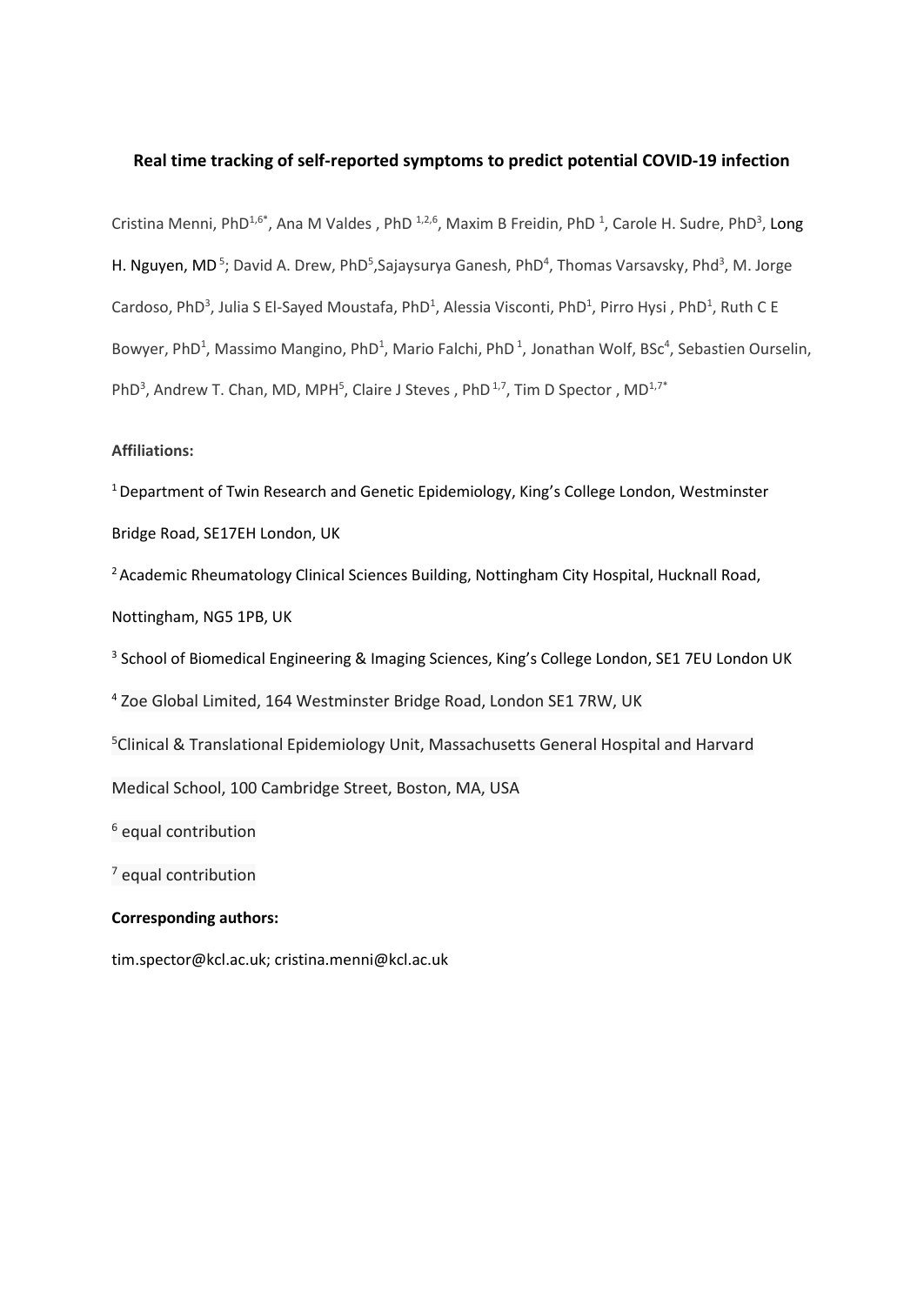# Real time tracking of self-reported symptoms to predict potential COVID-19 infection

Cristina Menni, PhD[1,6*], Ana M Valdes , PhD [1,2,6], Maxim B Freidin, PhD [1], Carole H. Sudre, PhD[3], Long H. Nguyen, MD [5]; David A. Drew, PhD[5],Sajaysurya Ganesh, PhD[4], Thomas Varsavsky, Phd[3], M. Jorge Cardoso, PhD[3], Julia S El-Sayed Moustafa, PhD[1], Alessia Visconti, PhD[1], Pirro Hysi , PhD[1], Ruth C E Bowyer, PhD[1], Massimo Mangino, PhD[1], Mario Falchi, PhD [1], Jonathan Wolf, BSc[4], Sebastien Ourselin, PhD[3], Andrew T. Chan, MD, MPH[5], Claire J Steves , PhD [1,7], Tim D Spector , MD[1,7*]

**Affiliations:**

[1] Department of Twin Research and Genetic Epidemiology, King's College London, Westminster Bridge Road, SE17EH London, UK

[2] Academic Rheumatology Clinical Sciences Building, Nottingham City Hospital, Hucknall Road, Nottingham, NG5 1PB, UK

[3] School of Biomedical Engineering & Imaging Sciences, King's College London, SE1 7EU London UK

[4] Zoe Global Limited, 164 Westminster Bridge Road, London SE1 7RW, UK

[5] Clinical & Translational Epidemiology Unit, Massachusetts General Hospital and Harvard Medical School, 100 Cambridge Street, Boston, MA, USA

[6] equal contribution

[7] equal contribution

**Corresponding authors:**

tim.spector@kcl.ac.uk; cristina.menni@kcl.ac.uk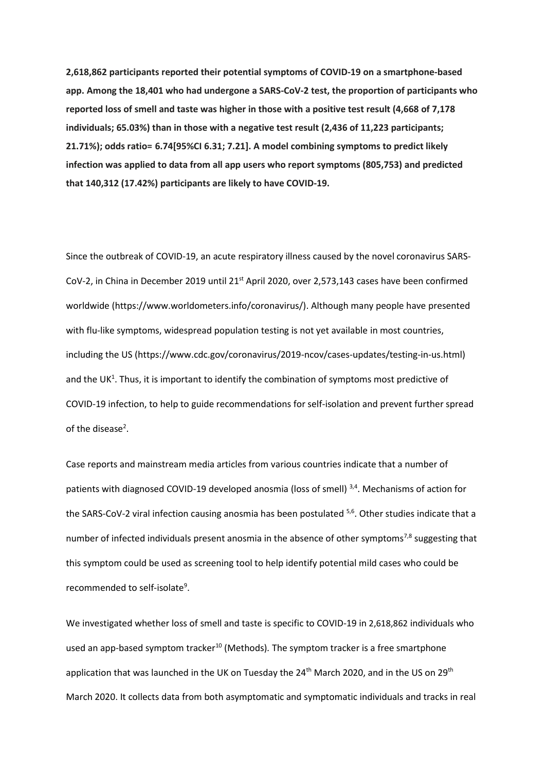**2,618,862 participants reported their potential symptoms of COVID-19 on a smartphone-based app. Among the 18,401 who had undergone a SARS-CoV-2 test, the proportion of participants who reported loss of smell and taste was higher in those with a positive test result (4,668 of 7,178 individuals; 65.03%) than in those with a negative test result (2,436 of 11,223 participants; 21.71%); odds ratio= 6.74[95%CI 6.31; 7.21]. A model combining symptoms to predict likely infection was applied to data from all app users who report symptoms (805,753) and predicted that 140,312 (17.42%) participants are likely to have COVID-19.**

Since the outbreak of COVID-19, an acute respiratory illness caused by the novel coronavirus SARS-CoV-2, in China in December 2019 until 21st April 2020, over 2,573,143 cases have been confirmed worldwide (https://www.worldometers.info/coronavirus/). Although many people have presented with flu-like symptoms, widespread population testing is not yet available in most countries, including the US (https://www.cdc.gov/coronavirus/2019-ncov/cases-updates/testing-in-us.html) and the UK[1]. Thus, it is important to identify the combination of symptoms most predictive of COVID-19 infection, to help to guide recommendations for self-isolation and prevent further spread of the disease[2].

Case reports and mainstream media articles from various countries indicate that a number of patients with diagnosed COVID-19 developed anosmia (loss of smell) [3,4]. Mechanisms of action for the SARS-CoV-2 viral infection causing anosmia has been postulated [5,6]. Other studies indicate that a number of infected individuals present anosmia in the absence of other symptoms[7,8] suggesting that this symptom could be used as screening tool to help identify potential mild cases who could be recommended to self-isolate[9].

We investigated whether loss of smell and taste is specific to COVID-19 in 2,618,862 individuals who used an app-based symptom tracker[10] (Methods). The symptom tracker is a free smartphone application that was launched in the UK on Tuesday the 24th March 2020, and in the US on 29th March 2020. It collects data from both asymptomatic and symptomatic individuals and tracks in real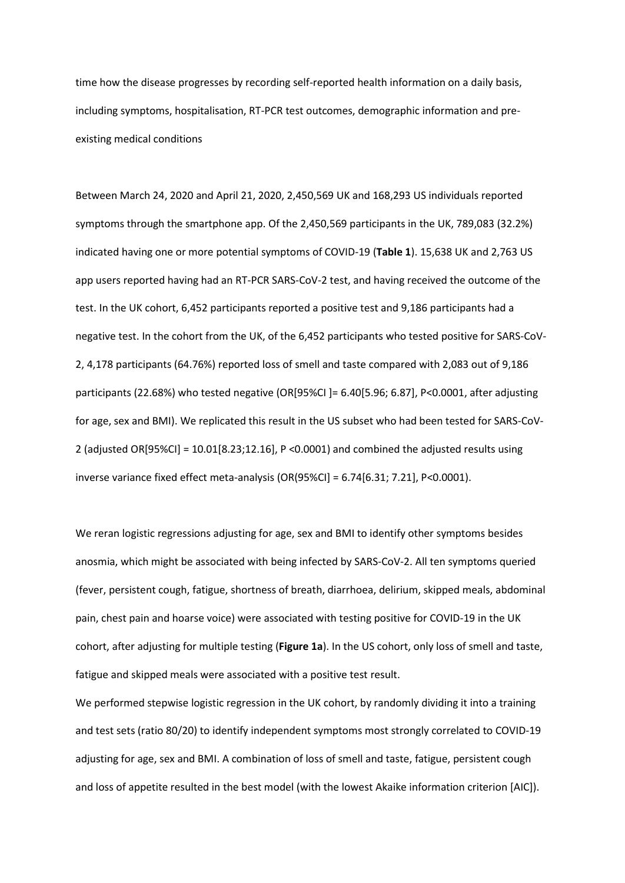time how the disease progresses by recording self-reported health information on a daily basis, including symptoms, hospitalisation, RT-PCR test outcomes, demographic information and pre-existing medical conditions

Between March 24, 2020 and April 21, 2020, 2,450,569 UK and 168,293 US individuals reported symptoms through the smartphone app. Of the 2,450,569 participants in the UK, 789,083 (32.2%) indicated having one or more potential symptoms of COVID-19 (**Table 1**). 15,638 UK and 2,763 US app users reported having had an RT-PCR SARS-CoV-2 test, and having received the outcome of the test. In the UK cohort, 6,452 participants reported a positive test and 9,186 participants had a negative test. In the cohort from the UK, of the 6,452 participants who tested positive for SARS-CoV-2, 4,178 participants (64.76%) reported loss of smell and taste compared with 2,083 out of 9,186 participants (22.68%) who tested negative (OR[95%CI ]= 6.40[5.96; 6.87], P<0.0001, after adjusting for age, sex and BMI). We replicated this result in the US subset who had been tested for SARS-CoV-2 (adjusted OR[95%CI] = 10.01[8.23;12.16], P <0.0001) and combined the adjusted results using inverse variance fixed effect meta-analysis (OR(95%CI] = 6.74[6.31; 7.21], P<0.0001).

We reran logistic regressions adjusting for age, sex and BMI to identify other symptoms besides anosmia, which might be associated with being infected by SARS-CoV-2. All ten symptoms queried (fever, persistent cough, fatigue, shortness of breath, diarrhoea, delirium, skipped meals, abdominal pain, chest pain and hoarse voice) were associated with testing positive for COVID-19 in the UK cohort, after adjusting for multiple testing (**Figure 1a**). In the US cohort, only loss of smell and taste, fatigue and skipped meals were associated with a positive test result.

We performed stepwise logistic regression in the UK cohort, by randomly dividing it into a training and test sets (ratio 80/20) to identify independent symptoms most strongly correlated to COVID-19 adjusting for age, sex and BMI. A combination of loss of smell and taste, fatigue, persistent cough and loss of appetite resulted in the best model (with the lowest Akaike information criterion [AIC]).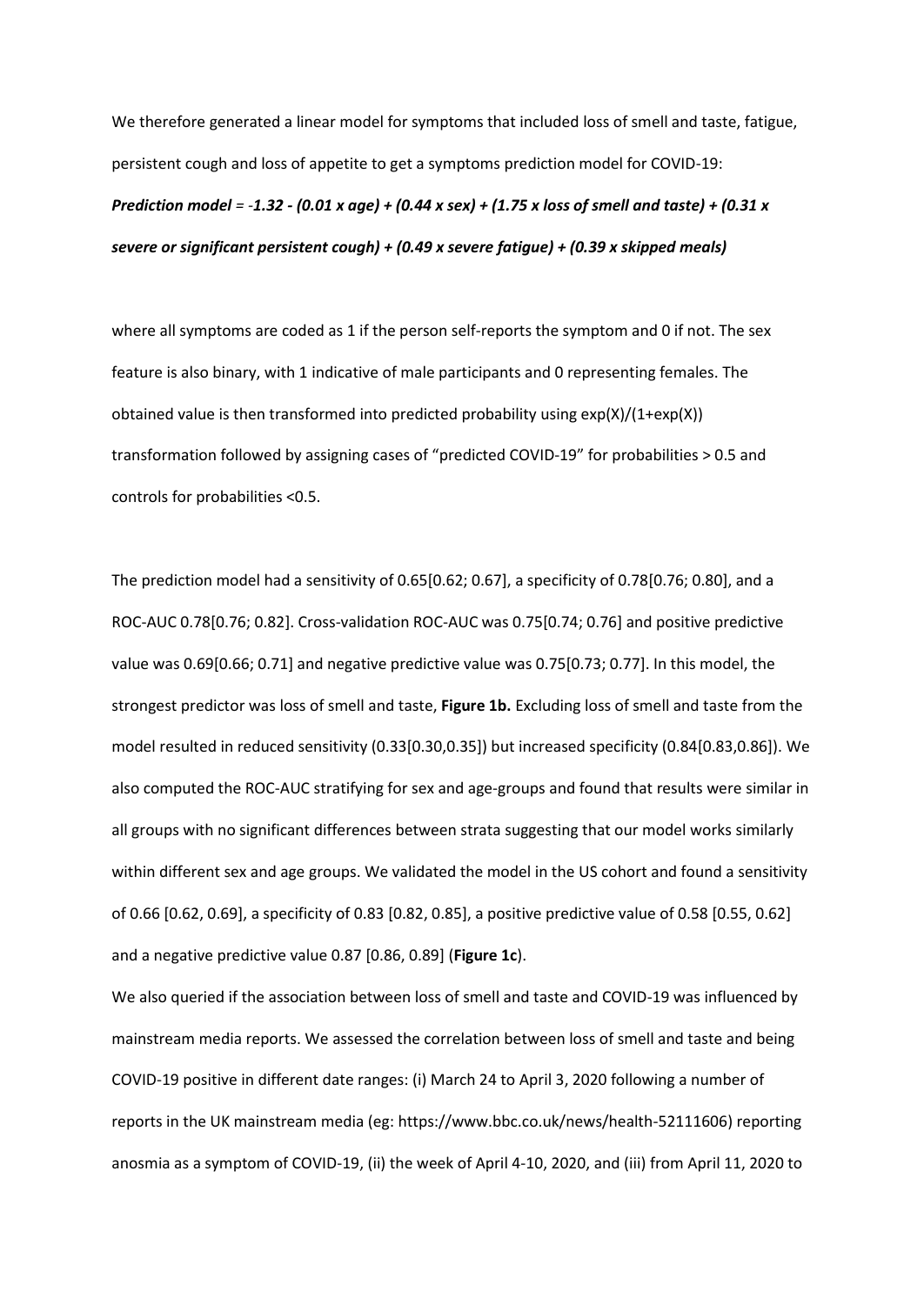We therefore generated a linear model for symptoms that included loss of smell and taste, fatigue, persistent cough and loss of appetite to get a symptoms prediction model for COVID-19:

***Prediction model = -1.32 - (0.01 x age) + (0.44 x sex) + (1.75 x loss of smell and taste) + (0.31 x severe or significant persistent cough) + (0.49 x severe fatigue) + (0.39 x skipped meals)***

where all symptoms are coded as 1 if the person self-reports the symptom and 0 if not. The sex feature is also binary, with 1 indicative of male participants and 0 representing females. The obtained value is then transformed into predicted probability using exp(X)/(1+exp(X)) transformation followed by assigning cases of "predicted COVID-19" for probabilities > 0.5 and controls for probabilities <0.5.

The prediction model had a sensitivity of 0.65[0.62; 0.67], a specificity of 0.78[0.76; 0.80], and a ROC-AUC 0.78[0.76; 0.82]. Cross-validation ROC-AUC was 0.75[0.74; 0.76] and positive predictive value was 0.69[0.66; 0.71] and negative predictive value was 0.75[0.73; 0.77]. In this model, the strongest predictor was loss of smell and taste, **Figure 1b.** Excluding loss of smell and taste from the model resulted in reduced sensitivity (0.33[0.30,0.35]) but increased specificity (0.84[0.83,0.86]). We also computed the ROC-AUC stratifying for sex and age-groups and found that results were similar in all groups with no significant differences between strata suggesting that our model works similarly within different sex and age groups. We validated the model in the US cohort and found a sensitivity of 0.66 [0.62, 0.69], a specificity of 0.83 [0.82, 0.85], a positive predictive value of 0.58 [0.55, 0.62] and a negative predictive value 0.87 [0.86, 0.89] (**Figure 1c**).

We also queried if the association between loss of smell and taste and COVID-19 was influenced by mainstream media reports. We assessed the correlation between loss of smell and taste and being COVID-19 positive in different date ranges: (i) March 24 to April 3, 2020 following a number of reports in the UK mainstream media (eg: https://www.bbc.co.uk/news/health-52111606) reporting anosmia as a symptom of COVID-19, (ii) the week of April 4-10, 2020, and (iii) from April 11, 2020 to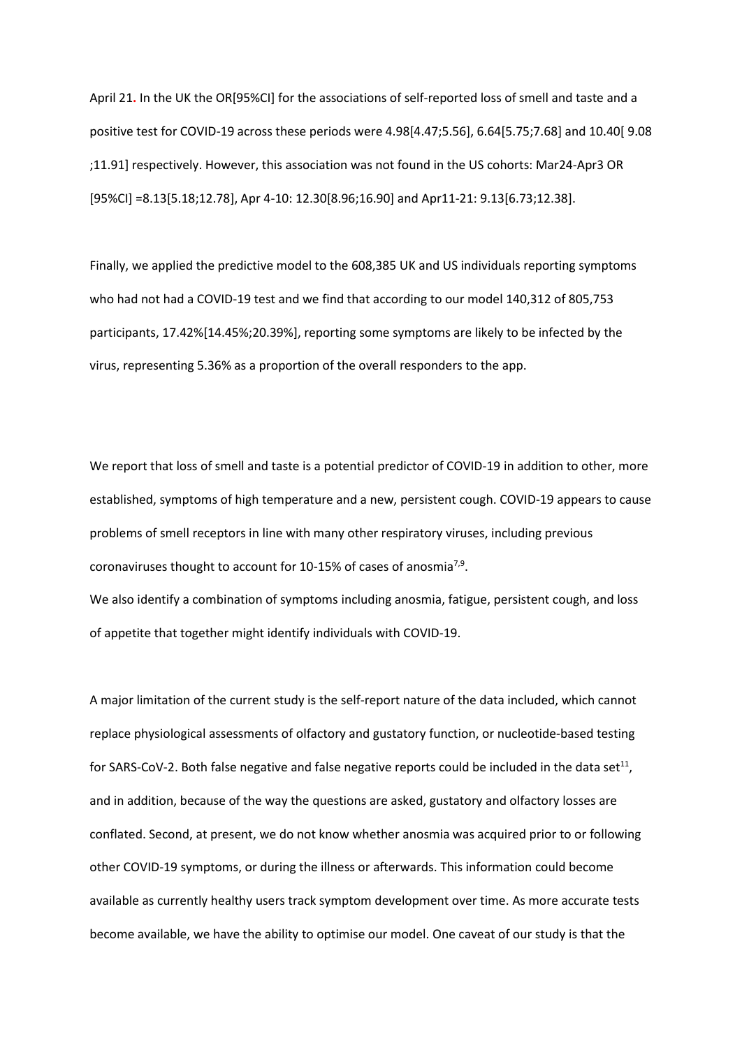April 21. In the UK the OR[95%CI] for the associations of self-reported loss of smell and taste and a positive test for COVID-19 across these periods were 4.98[4.47;5.56], 6.64[5.75;7.68] and 10.40[ 9.08 ;11.91] respectively. However, this association was not found in the US cohorts: Mar24-Apr3 OR [95%CI] =8.13[5.18;12.78], Apr 4-10: 12.30[8.96;16.90] and Apr11-21: 9.13[6.73;12.38].

Finally, we applied the predictive model to the 608,385 UK and US individuals reporting symptoms who had not had a COVID-19 test and we find that according to our model 140,312 of 805,753 participants, 17.42%[14.45%;20.39%], reporting some symptoms are likely to be infected by the virus, representing 5.36% as a proportion of the overall responders to the app.

We report that loss of smell and taste is a potential predictor of COVID-19 in addition to other, more established, symptoms of high temperature and a new, persistent cough. COVID-19 appears to cause problems of smell receptors in line with many other respiratory viruses, including previous coronaviruses thought to account for 10-15% of cases of anosmia[7,9].

We also identify a combination of symptoms including anosmia, fatigue, persistent cough, and loss of appetite that together might identify individuals with COVID-19.

A major limitation of the current study is the self-report nature of the data included, which cannot replace physiological assessments of olfactory and gustatory function, or nucleotide-based testing for SARS-CoV-2. Both false negative and false negative reports could be included in the data set[11], and in addition, because of the way the questions are asked, gustatory and olfactory losses are conflated. Second, at present, we do not know whether anosmia was acquired prior to or following other COVID-19 symptoms, or during the illness or afterwards. This information could become available as currently healthy users track symptom development over time. As more accurate tests become available, we have the ability to optimise our model. One caveat of our study is that the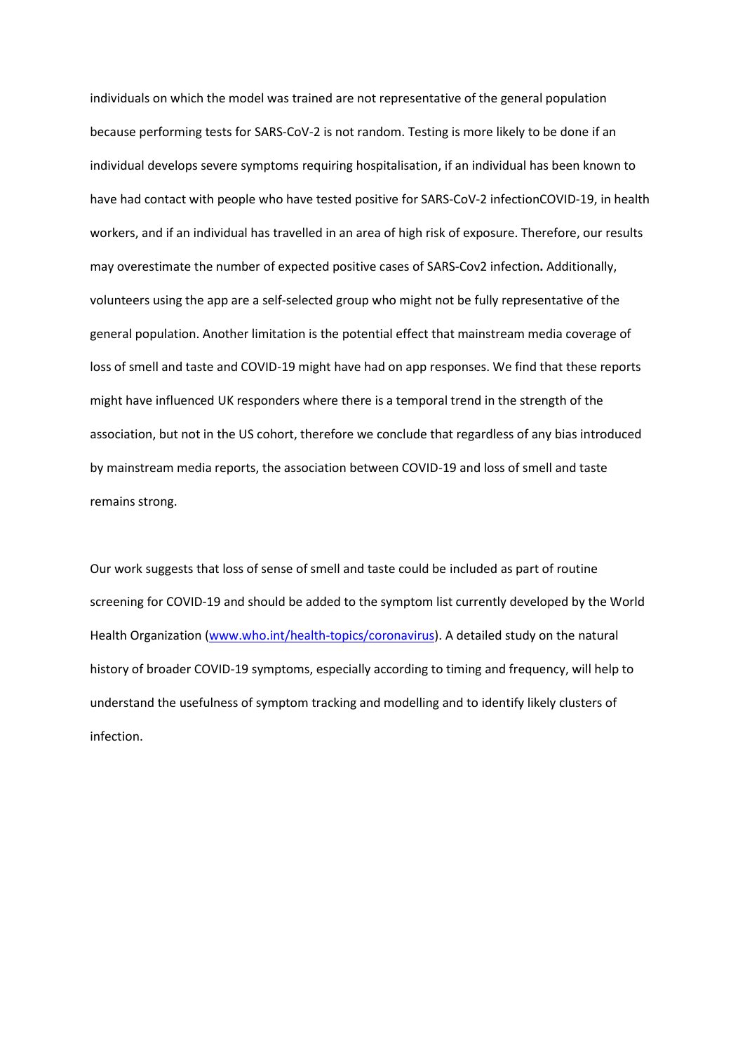individuals on which the model was trained are not representative of the general population because performing tests for SARS-CoV-2 is not random. Testing is more likely to be done if an individual develops severe symptoms requiring hospitalisation, if an individual has been known to have had contact with people who have tested positive for SARS-CoV-2 infectionCOVID-19, in health workers, and if an individual has travelled in an area of high risk of exposure. Therefore, our results may overestimate the number of expected positive cases of SARS-Cov2 infection**.** Additionally, volunteers using the app are a self-selected group who might not be fully representative of the general population. Another limitation is the potential effect that mainstream media coverage of loss of smell and taste and COVID-19 might have had on app responses. We find that these reports might have influenced UK responders where there is a temporal trend in the strength of the association, but not in the US cohort, therefore we conclude that regardless of any bias introduced by mainstream media reports, the association between COVID-19 and loss of smell and taste remains strong.

Our work suggests that loss of sense of smell and taste could be included as part of routine screening for COVID-19 and should be added to the symptom list currently developed by the World Health Organization ([www.who.int/health-topics/coronavirus](www.who.int/health-topics/coronavirus)). A detailed study on the natural history of broader COVID-19 symptoms, especially according to timing and frequency, will help to understand the usefulness of symptom tracking and modelling and to identify likely clusters of infection.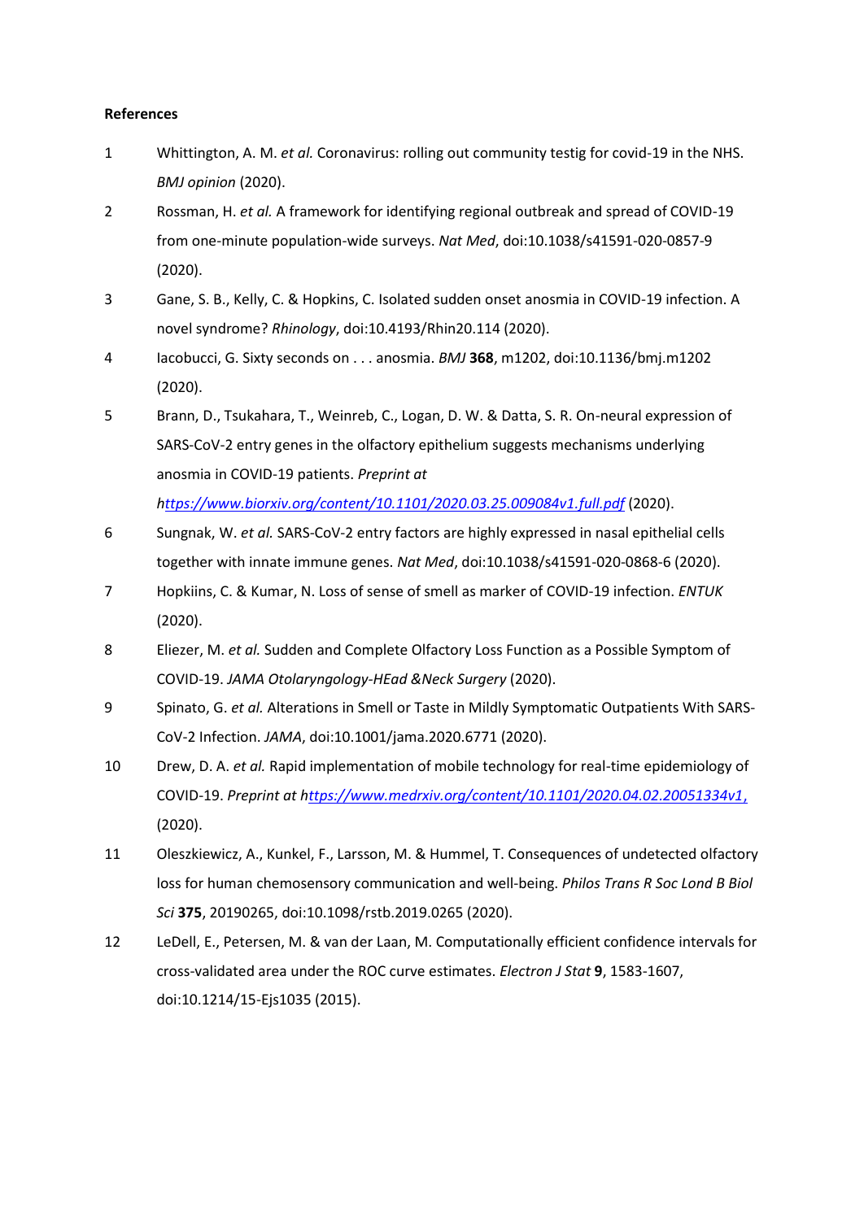**References**

1. Whittington, A. M. *et al.* Coronavirus: rolling out community testig for covid-19 in the NHS. *BMJ opinion* (2020).
2. Rossman, H. *et al.* A framework for identifying regional outbreak and spread of COVID-19 from one-minute population-wide surveys. *Nat Med*, doi:10.1038/s41591-020-0857-9 (2020).
3. Gane, S. B., Kelly, C. & Hopkins, C. Isolated sudden onset anosmia in COVID-19 infection. A novel syndrome? *Rhinology*, doi:10.4193/Rhin20.114 (2020).
4. Iacobucci, G. Sixty seconds on . . . anosmia. *BMJ* **368**, m1202, doi:10.1136/bmj.m1202 (2020).
5. Brann, D., Tsukahara, T., Weinreb, C., Logan, D. W. & Datta, S. R. On-neural expression of SARS-CoV-2 entry genes in the olfactory epithelium suggests mechanisms underlying anosmia in COVID-19 patients. *Preprint at https://www.biorxiv.org/content/10.1101/2020.03.25.009084v1.full.pdf* (2020).
6. Sungnak, W. *et al.* SARS-CoV-2 entry factors are highly expressed in nasal epithelial cells together with innate immune genes. *Nat Med*, doi:10.1038/s41591-020-0868-6 (2020).
7. Hopkiins, C. & Kumar, N. Loss of sense of smell as marker of COVID-19 infection. *ENTUK* (2020).
8. Eliezer, M. *et al.* Sudden and Complete Olfactory Loss Function as a Possible Symptom of COVID-19. *JAMA Otolaryngology-HEad &Neck Surgery* (2020).
9. Spinato, G. *et al.* Alterations in Smell or Taste in Mildly Symptomatic Outpatients With SARS-CoV-2 Infection. *JAMA*, doi:10.1001/jama.2020.6771 (2020).
10. Drew, D. A. *et al.* Rapid implementation of mobile technology for real-time epidemiology of COVID-19. *Preprint at https://www.medrxiv.org/content/10.1101/2020.04.02.20051334v1,* (2020).
11. Oleszkiewicz, A., Kunkel, F., Larsson, M. & Hummel, T. Consequences of undetected olfactory loss for human chemosensory communication and well-being. *Philos Trans R Soc Lond B Biol Sci* **375**, 20190265, doi:10.1098/rstb.2019.0265 (2020).
12. LeDell, E., Petersen, M. & van der Laan, M. Computationally efficient confidence intervals for cross-validated area under the ROC curve estimates. *Electron J Stat* **9**, 1583-1607, doi:10.1214/15-Ejs1035 (2015).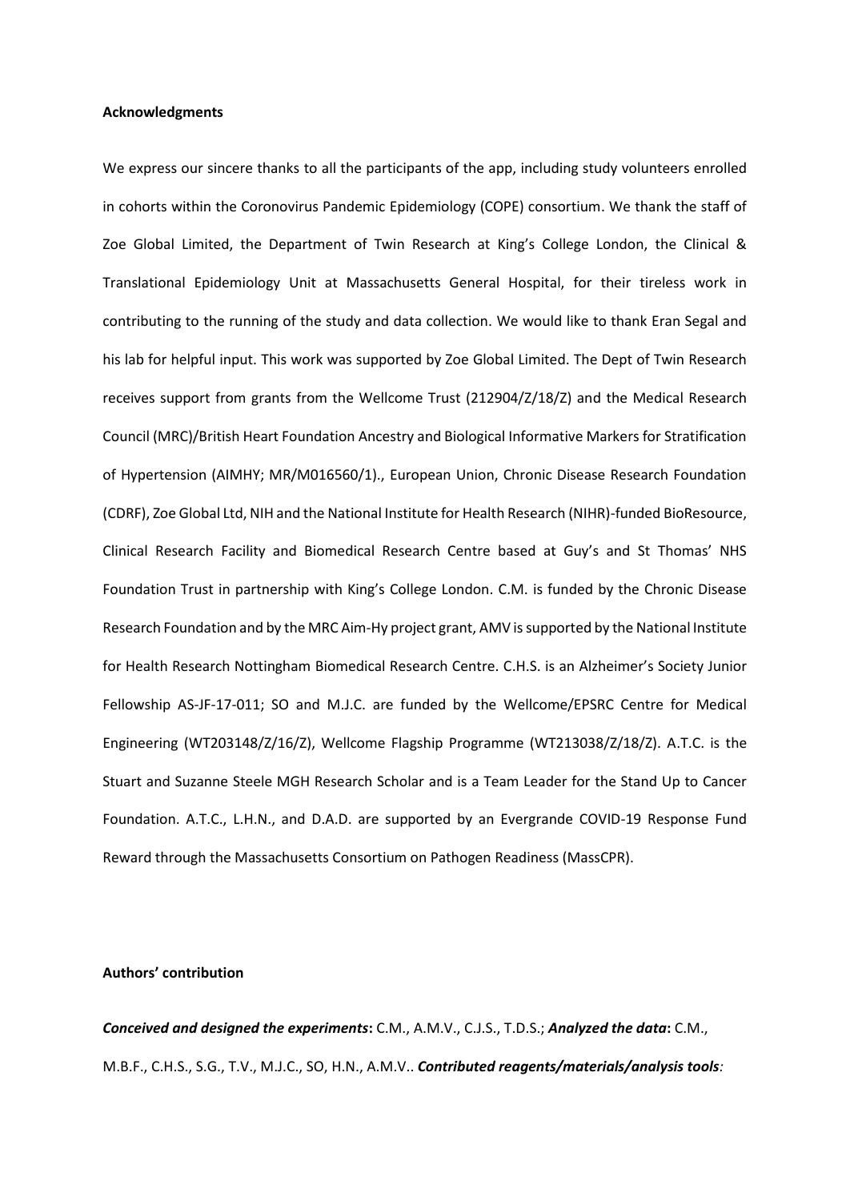**Acknowledgments**

We express our sincere thanks to all the participants of the app, including study volunteers enrolled in cohorts within the Coronovirus Pandemic Epidemiology (COPE) consortium. We thank the staff of Zoe Global Limited, the Department of Twin Research at King's College London, the Clinical & Translational Epidemiology Unit at Massachusetts General Hospital, for their tireless work in contributing to the running of the study and data collection. We would like to thank Eran Segal and his lab for helpful input. This work was supported by Zoe Global Limited. The Dept of Twin Research receives support from grants from the Wellcome Trust (212904/Z/18/Z) and the Medical Research Council (MRC)/British Heart Foundation Ancestry and Biological Informative Markers for Stratification of Hypertension (AIMHY; MR/M016560/1)., European Union, Chronic Disease Research Foundation (CDRF), Zoe Global Ltd, NIH and the National Institute for Health Research (NIHR)-funded BioResource, Clinical Research Facility and Biomedical Research Centre based at Guy's and St Thomas' NHS Foundation Trust in partnership with King's College London. C.M. is funded by the Chronic Disease Research Foundation and by the MRC Aim-Hy project grant, AMV is supported by the National Institute for Health Research Nottingham Biomedical Research Centre. C.H.S. is an Alzheimer's Society Junior Fellowship AS-JF-17-011; SO and M.J.C. are funded by the Wellcome/EPSRC Centre for Medical Engineering (WT203148/Z/16/Z), Wellcome Flagship Programme (WT213038/Z/18/Z). A.T.C. is the Stuart and Suzanne Steele MGH Research Scholar and is a Team Leader for the Stand Up to Cancer Foundation. A.T.C., L.H.N., and D.A.D. are supported by an Evergrande COVID-19 Response Fund Reward through the Massachusetts Consortium on Pathogen Readiness (MassCPR).

**Authors' contribution**

***Conceived and designed the experiments*:** C.M., A.M.V., C.J.S., T.D.S.; ***Analyzed the data*:** C.M., M.B.F., C.H.S., S.G., T.V., M.J.C., SO, H.N., A.M.V.. ***Contributed reagents/materials/analysis tools:***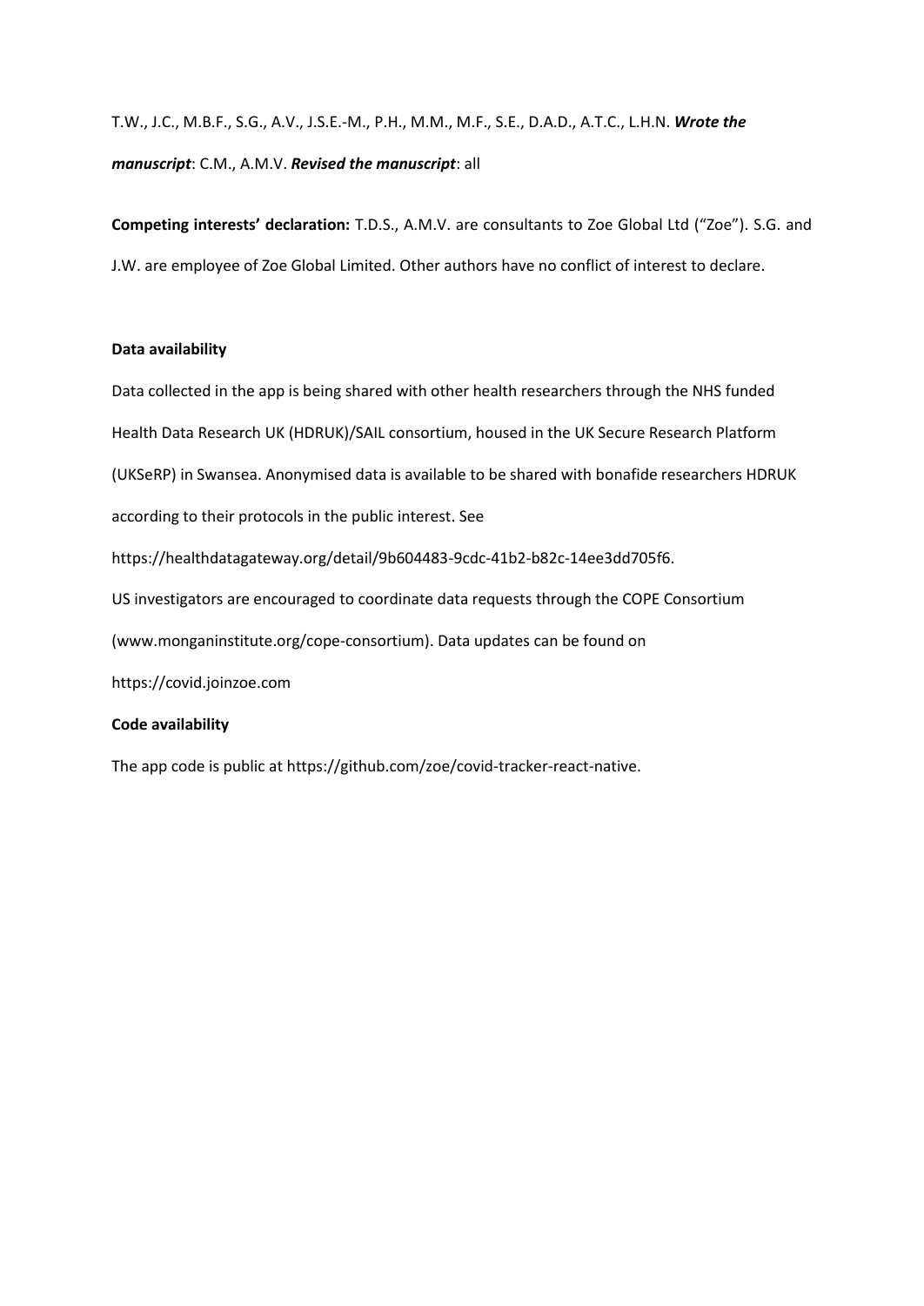T.W., J.C., M.B.F., S.G., A.V., J.S.E.-M., P.H., M.M., M.F., S.E., D.A.D., A.T.C., L.H.N. ***Wrote the manuscript***: C.M., A.M.V. ***Revised the manuscript***: all

**Competing interests' declaration:** T.D.S., A.M.V. are consultants to Zoe Global Ltd ("Zoe"). S.G. and J.W. are employee of Zoe Global Limited. Other authors have no conflict of interest to declare.

**Data availability**

Data collected in the app is being shared with other health researchers through the NHS funded Health Data Research UK (HDRUK)/SAIL consortium, housed in the UK Secure Research Platform (UKSeRP) in Swansea. Anonymised data is available to be shared with bonafide researchers HDRUK according to their protocols in the public interest. See https://healthdatagateway.org/detail/9b604483-9cdc-41b2-b82c-14ee3dd705f6.

US investigators are encouraged to coordinate data requests through the COPE Consortium (www.monganinstitute.org/cope-consortium). Data updates can be found on https://covid.joinzoe.com

**Code availability**

The app code is public at https://github.com/zoe/covid-tracker-react-native.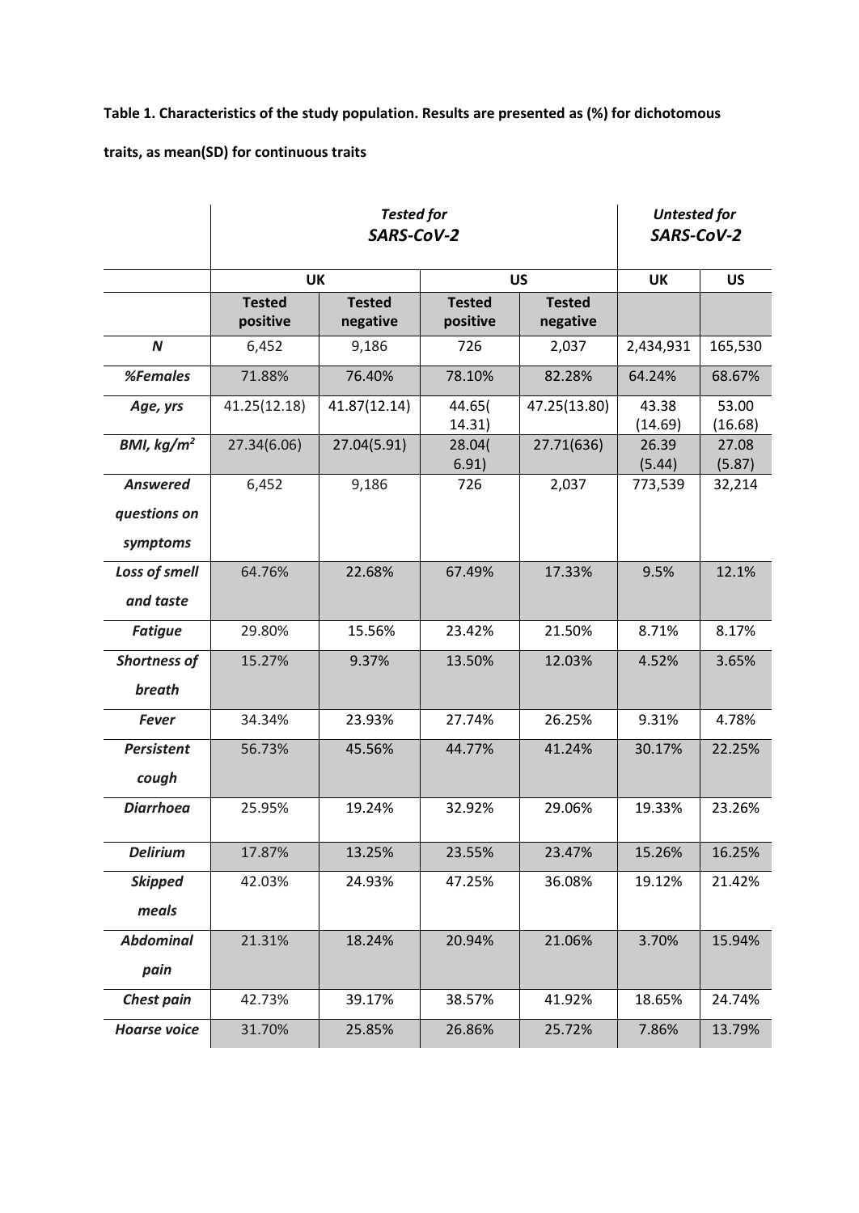**Table 1. Characteristics of the study population. Results are presented as (%) for dichotomous traits, as mean(SD) for continuous traits**

| | *Tested for SARS-CoV-2* | | | | *Untested for SARS-CoV-2* | |
|---|---|---|---|---|---|---|
| | **UK** | | **US** | | **UK** | **US** |
| | **Tested positive** | **Tested negative** | **Tested positive** | **Tested negative** | | |
| ***N*** | 6,452 | 9,186 | 726 | 2,037 | 2,434,931 | 165,530 |
| ***%Females*** | 71.88% | 76.40% | 78.10% | 82.28% | 64.24% | 68.67% |
| ***Age, yrs*** | 41.25(12.18) | 41.87(12.14) | 44.65( 14.31) | 47.25(13.80) | 43.38 (14.69) | 53.00 (16.68) |
| ***BMI, kg/m²*** | 27.34(6.06) | 27.04(5.91) | 28.04( 6.91) | 27.71(636) | 26.39 (5.44) | 27.08 (5.87) |
| ***Answered questions on symptoms*** | 6,452 | 9,186 | 726 | 2,037 | 773,539 | 32,214 |
| ***Loss of smell and taste*** | 64.76% | 22.68% | 67.49% | 17.33% | 9.5% | 12.1% |
| ***Fatigue*** | 29.80% | 15.56% | 23.42% | 21.50% | 8.71% | 8.17% |
| ***Shortness of breath*** | 15.27% | 9.37% | 13.50% | 12.03% | 4.52% | 3.65% |
| ***Fever*** | 34.34% | 23.93% | 27.74% | 26.25% | 9.31% | 4.78% |
| ***Persistent cough*** | 56.73% | 45.56% | 44.77% | 41.24% | 30.17% | 22.25% |
| ***Diarrhoea*** | 25.95% | 19.24% | 32.92% | 29.06% | 19.33% | 23.26% |
| ***Delirium*** | 17.87% | 13.25% | 23.55% | 23.47% | 15.26% | 16.25% |
| ***Skipped meals*** | 42.03% | 24.93% | 47.25% | 36.08% | 19.12% | 21.42% |
| ***Abdominal pain*** | 21.31% | 18.24% | 20.94% | 21.06% | 3.70% | 15.94% |
| ***Chest pain*** | 42.73% | 39.17% | 38.57% | 41.92% | 18.65% | 24.74% |
| ***Hoarse voice*** | 31.70% | 25.85% | 26.86% | 25.72% | 7.86% | 13.79% |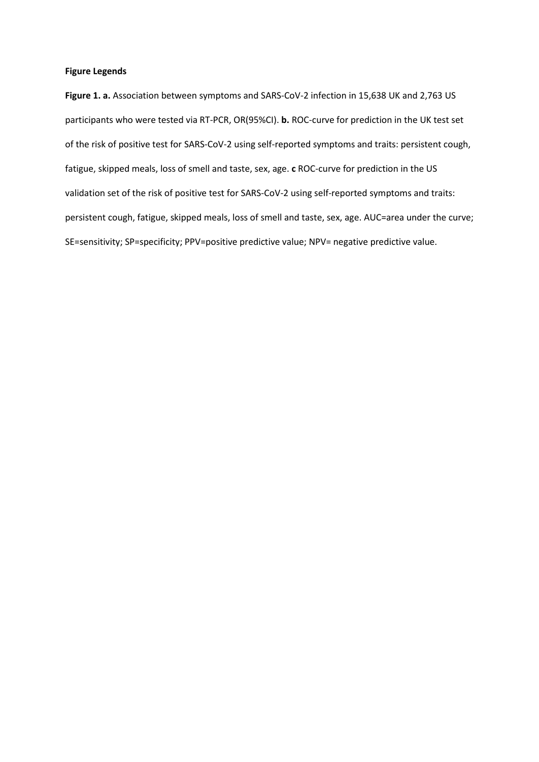**Figure Legends**

**Figure 1. a.** Association between symptoms and SARS-CoV-2 infection in 15,638 UK and 2,763 US participants who were tested via RT-PCR, OR(95%CI). **b.** ROC-curve for prediction in the UK test set of the risk of positive test for SARS-CoV-2 using self-reported symptoms and traits: persistent cough, fatigue, skipped meals, loss of smell and taste, sex, age. **c** ROC-curve for prediction in the US validation set of the risk of positive test for SARS-CoV-2 using self-reported symptoms and traits: persistent cough, fatigue, skipped meals, loss of smell and taste, sex, age. AUC=area under the curve; SE=sensitivity; SP=specificity; PPV=positive predictive value; NPV= negative predictive value.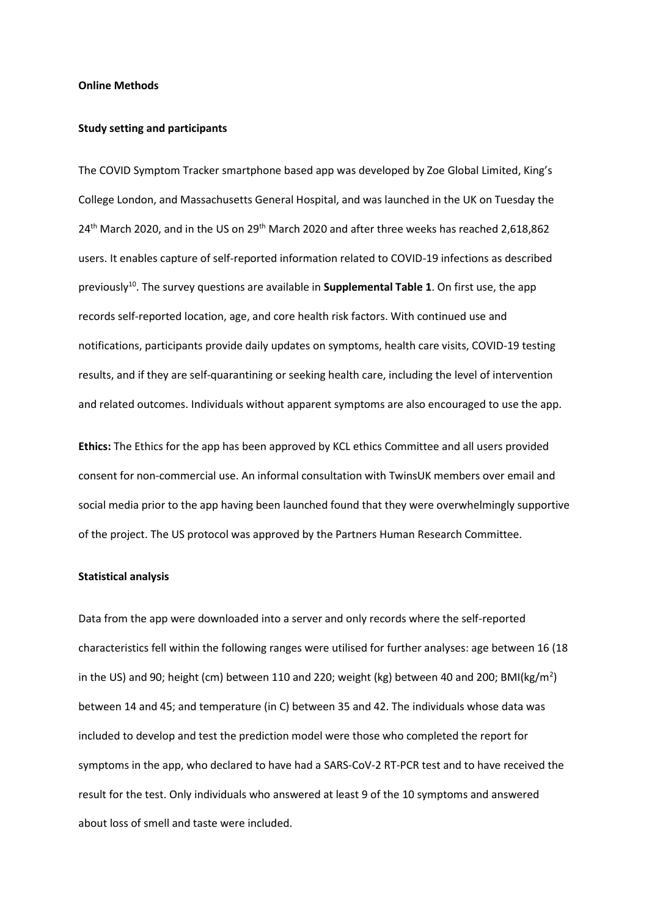**Online Methods**

**Study setting and participants**

The COVID Symptom Tracker smartphone based app was developed by Zoe Global Limited, King's College London, and Massachusetts General Hospital, and was launched in the UK on Tuesday the 24th March 2020, and in the US on 29th March 2020 and after three weeks has reached 2,618,862 users. It enables capture of self-reported information related to COVID-19 infections as described previously[10]. The survey questions are available in **Supplemental Table 1**. On first use, the app records self-reported location, age, and core health risk factors. With continued use and notifications, participants provide daily updates on symptoms, health care visits, COVID-19 testing results, and if they are self-quarantining or seeking health care, including the level of intervention and related outcomes. Individuals without apparent symptoms are also encouraged to use the app.

**Ethics:** The Ethics for the app has been approved by KCL ethics Committee and all users provided consent for non-commercial use. An informal consultation with TwinsUK members over email and social media prior to the app having been launched found that they were overwhelmingly supportive of the project. The US protocol was approved by the Partners Human Research Committee.

**Statistical analysis**

Data from the app were downloaded into a server and only records where the self-reported characteristics fell within the following ranges were utilised for further analyses: age between 16 (18 in the US) and 90; height (cm) between 110 and 220; weight (kg) between 40 and 200; BMI($kg/m^2$) between 14 and 45; and temperature (in C) between 35 and 42. The individuals whose data was included to develop and test the prediction model were those who completed the report for symptoms in the app, who declared to have had a SARS-CoV-2 RT-PCR test and to have received the result for the test. Only individuals who answered at least 9 of the 10 symptoms and answered about loss of smell and taste were included.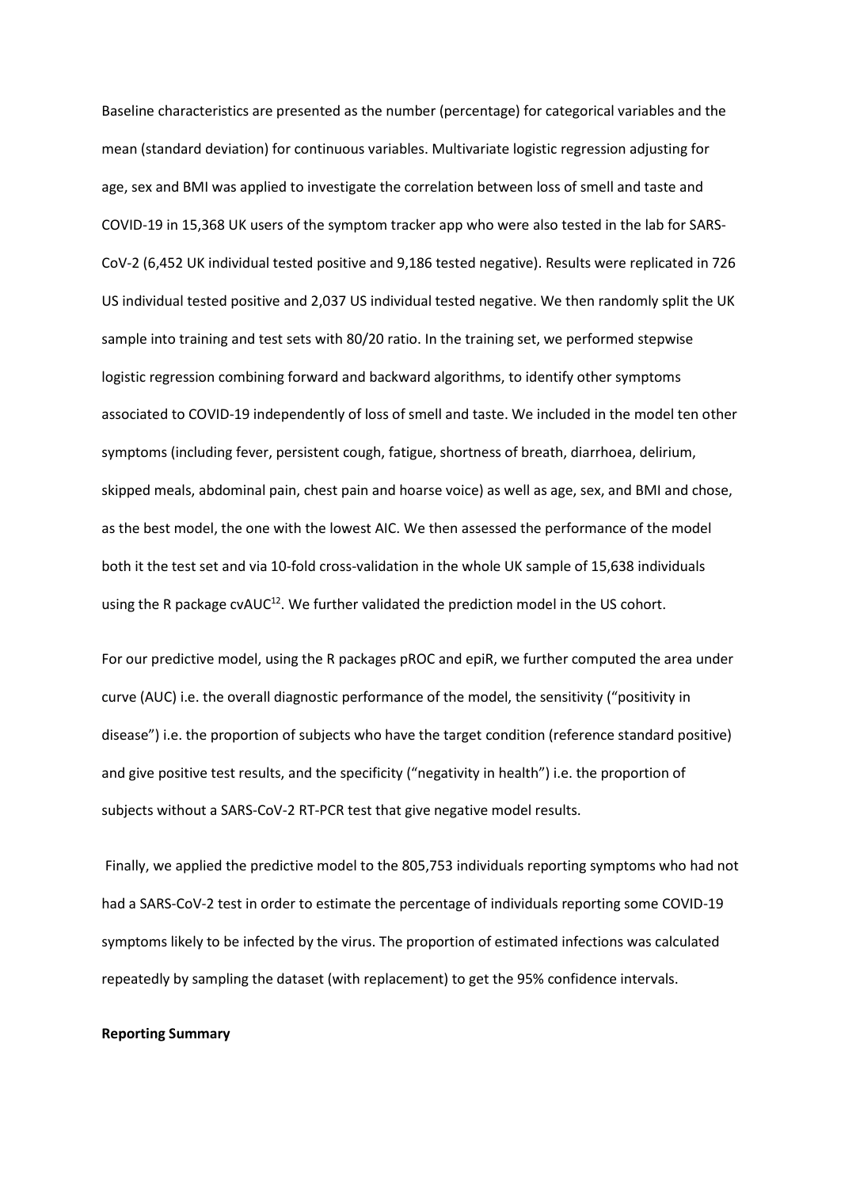Baseline characteristics are presented as the number (percentage) for categorical variables and the mean (standard deviation) for continuous variables. Multivariate logistic regression adjusting for age, sex and BMI was applied to investigate the correlation between loss of smell and taste and COVID-19 in 15,368 UK users of the symptom tracker app who were also tested in the lab for SARS-CoV-2 (6,452 UK individual tested positive and 9,186 tested negative). Results were replicated in 726 US individual tested positive and 2,037 US individual tested negative. We then randomly split the UK sample into training and test sets with 80/20 ratio. In the training set, we performed stepwise logistic regression combining forward and backward algorithms, to identify other symptoms associated to COVID-19 independently of loss of smell and taste. We included in the model ten other symptoms (including fever, persistent cough, fatigue, shortness of breath, diarrhoea, delirium, skipped meals, abdominal pain, chest pain and hoarse voice) as well as age, sex, and BMI and chose, as the best model, the one with the lowest AIC. We then assessed the performance of the model both it the test set and via 10-fold cross-validation in the whole UK sample of 15,638 individuals using the R package cvAUC[12]. We further validated the prediction model in the US cohort.

For our predictive model, using the R packages pROC and epiR, we further computed the area under curve (AUC) i.e. the overall diagnostic performance of the model, the sensitivity ("positivity in disease") i.e. the proportion of subjects who have the target condition (reference standard positive) and give positive test results, and the specificity ("negativity in health") i.e. the proportion of subjects without a SARS-CoV-2 RT-PCR test that give negative model results.

Finally, we applied the predictive model to the 805,753 individuals reporting symptoms who had not had a SARS-CoV-2 test in order to estimate the percentage of individuals reporting some COVID-19 symptoms likely to be infected by the virus. The proportion of estimated infections was calculated repeatedly by sampling the dataset (with replacement) to get the 95% confidence intervals.

**Reporting Summary**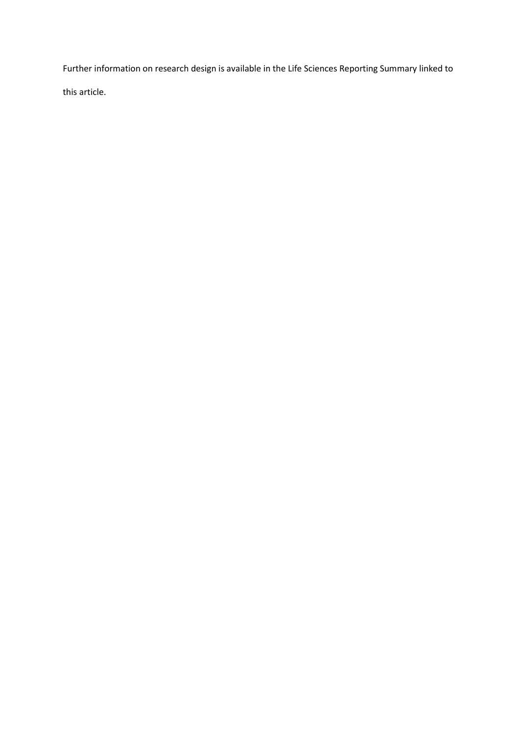Further information on research design is available in the Life Sciences Reporting Summary linked to this article.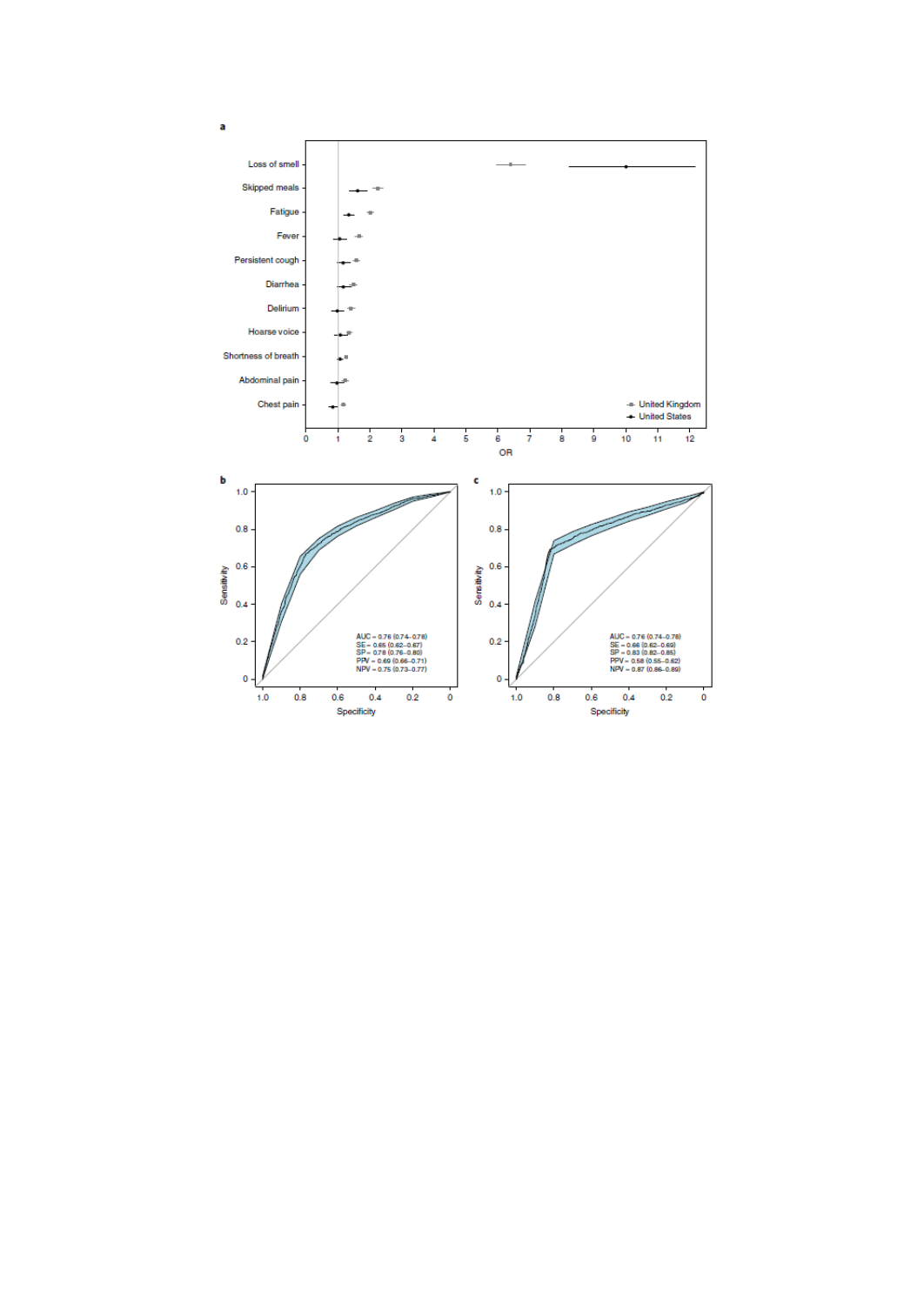a

Loss of smell
Skipped meals
Fatigue
Fever
Persistent cough
Diarrhea
Delirium
Hoarse voice
Shortness of breath
Abdominal pain
Chest pain

United Kingdom
United States

0 1 2 3 4 5 6 7 8 9 10 11 12

OR

b

Sensitivity

1.0 0.8 0.6 0.4 0.2 0

AUC = 0.76 (0.74–0.78)
SE = 0.65 (0.62–0.67)
SP = 0.78 (0.76–0.80)
PPV = 0.69 (0.66–0.71)
NPV = 0.75 (0.73–0.77)

1.0 0.8 0.6 0.4 0.2 0

Specificity

c

Sensitivity

1.0 0.8 0.6 0.4 0.2 0

AUC = 0.76 (0.74–0.78)
SE = 0.66 (0.62–0.69)
SP = 0.83 (0.82–0.85)
PPV = 0.58 (0.55–0.62)
NPV = 0.87 (0.86–0.89)

1.0 0.8 0.6 0.4 0.2 0

Specificity